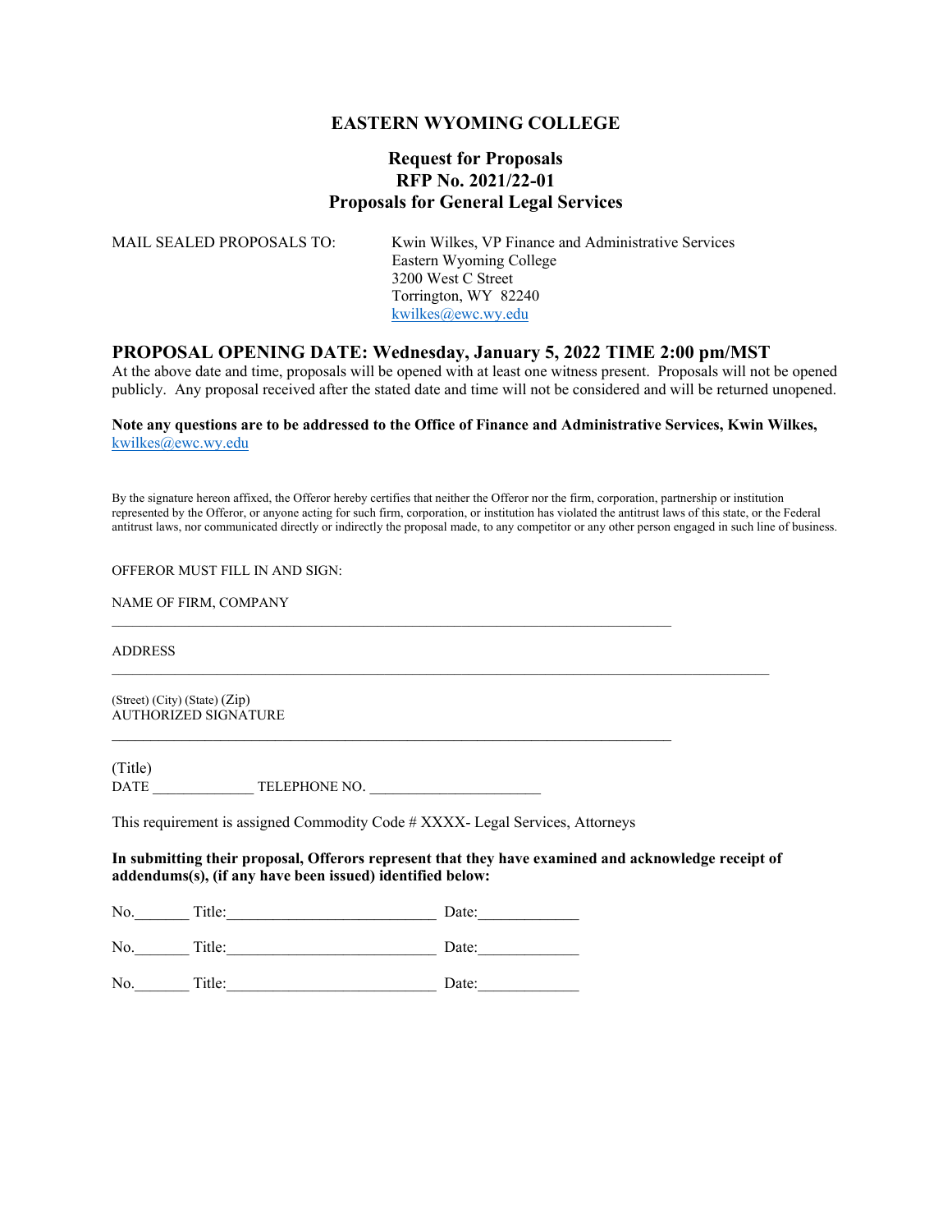# EASTERN WYOMING COLLEGE

## Request for Proposals
## RFP No. 2021/22-01
## Proposals for General Legal Services

MAIL SEALED PROPOSALS TO: Kwin Wilkes, VP Finance and Administrative Services
Eastern Wyoming College
3200 West C Street
Torrington, WY 82240
kwilkes@ewc.wy.edu

## PROPOSAL OPENING DATE: Wednesday, January 5, 2022 TIME 2:00 pm/MST

At the above date and time, proposals will be opened with at least one witness present. Proposals will not be opened publicly. Any proposal received after the stated date and time will not be considered and will be returned unopened.

**Note any questions are to be addressed to the Office of Finance and Administrative Services, Kwin Wilkes,** kwilkes@ewc.wy.edu

By the signature hereon affixed, the Offeror hereby certifies that neither the Offeror nor the firm, corporation, partnership or institution represented by the Offeror, or anyone acting for such firm, corporation, or institution has violated the antitrust laws of this state, or the Federal antitrust laws, nor communicated directly or indirectly the proposal made, to any competitor or any other person engaged in such line of business.

OFFEROR MUST FILL IN AND SIGN:

NAME OF FIRM, COMPANY

______________________________________________________________________

ADDRESS

______________________________________________________________________

(Street) (City) (State) (Zip)
AUTHORIZED SIGNATURE

______________________________________________________________________

(Title)
DATE _____________ TELEPHONE NO. ______________________

This requirement is assigned Commodity Code # XXXX- Legal Services, Attorneys

**In submitting their proposal, Offerors represent that they have examined and acknowledge receipt of addendums(s), (if any have been issued) identified below:**

No._______ Title:__________________________ Date:_____________

No._______ Title:__________________________ Date:_____________

No._______ Title:__________________________ Date:_____________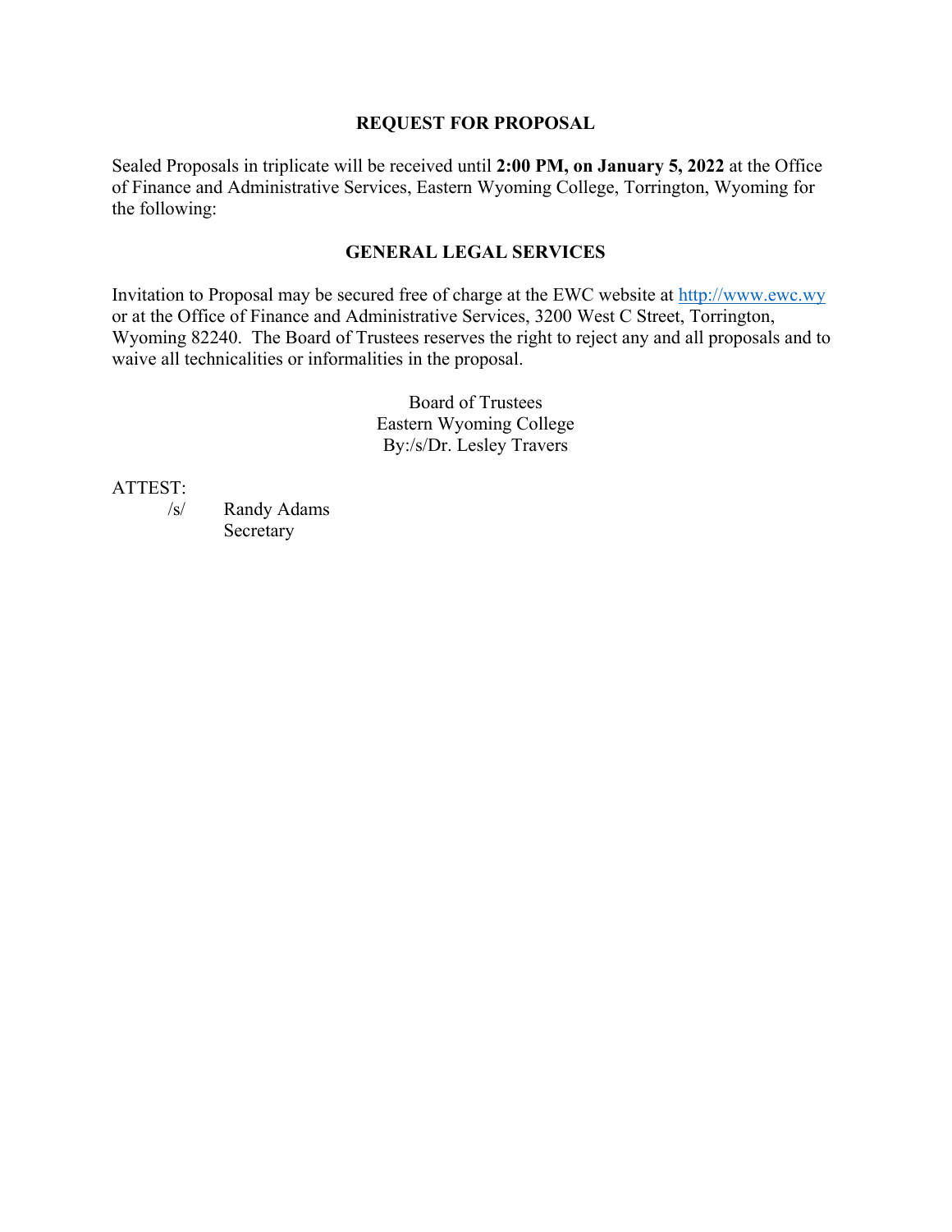## REQUEST FOR PROPOSAL

Sealed Proposals in triplicate will be received until **2:00 PM, on January 5, 2022** at the Office of Finance and Administrative Services, Eastern Wyoming College, Torrington, Wyoming for the following:

## GENERAL LEGAL SERVICES

Invitation to Proposal may be secured free of charge at the EWC website at http://www.ewc.wy or at the Office of Finance and Administrative Services, 3200 West C Street, Torrington, Wyoming 82240. The Board of Trustees reserves the right to reject any and all proposals and to waive all technicalities or informalities in the proposal.

Board of Trustees
Eastern Wyoming College
By:/s/Dr. Lesley Travers

ATTEST:
/s/ Randy Adams
Secretary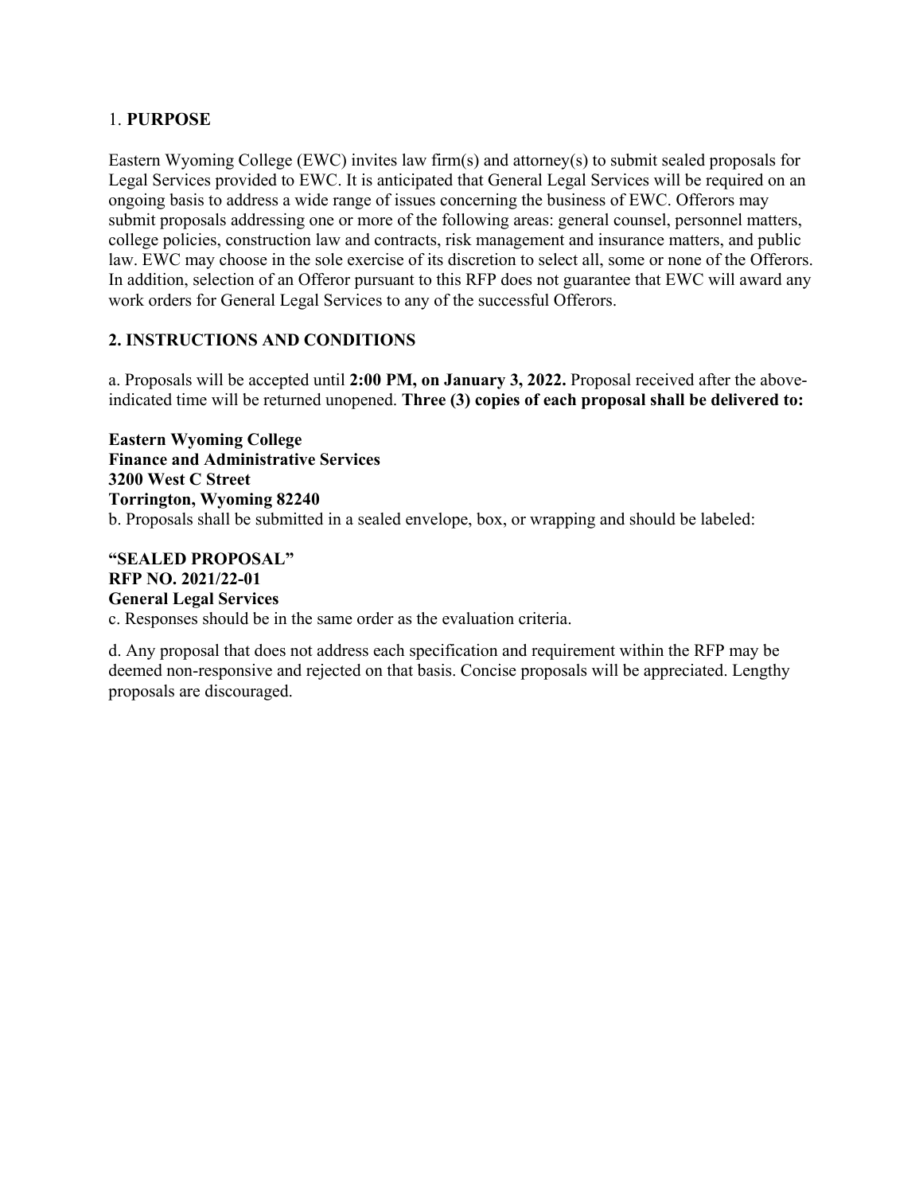## 1. **PURPOSE**

Eastern Wyoming College (EWC) invites law firm(s) and attorney(s) to submit sealed proposals for Legal Services provided to EWC. It is anticipated that General Legal Services will be required on an ongoing basis to address a wide range of issues concerning the business of EWC. Offerors may submit proposals addressing one or more of the following areas: general counsel, personnel matters, college policies, construction law and contracts, risk management and insurance matters, and public law. EWC may choose in the sole exercise of its discretion to select all, some or none of the Offerors. In addition, selection of an Offeror pursuant to this RFP does not guarantee that EWC will award any work orders for General Legal Services to any of the successful Offerors.

## 2. INSTRUCTIONS AND CONDITIONS

a. Proposals will be accepted until **2:00 PM, on January 3, 2022.** Proposal received after the above-indicated time will be returned unopened. **Three (3) copies of each proposal shall be delivered to:**

**Eastern Wyoming College**
**Finance and Administrative Services**
**3200 West C Street**
**Torrington, Wyoming 82240**

b. Proposals shall be submitted in a sealed envelope, box, or wrapping and should be labeled:

**"SEALED PROPOSAL"**
**RFP NO. 2021/22-01**
**General Legal Services**

c. Responses should be in the same order as the evaluation criteria.

d. Any proposal that does not address each specification and requirement within the RFP may be deemed non-responsive and rejected on that basis. Concise proposals will be appreciated. Lengthy proposals are discouraged.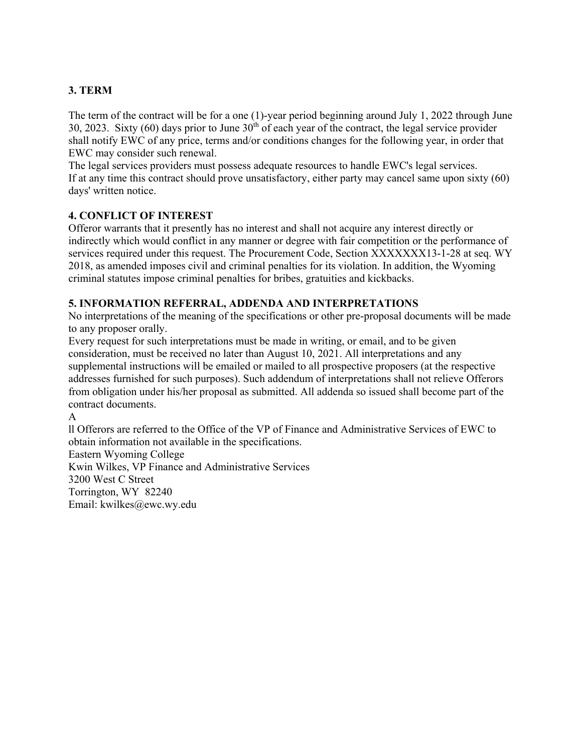**3. TERM**

The term of the contract will be for a one (1)-year period beginning around July 1, 2022 through June 30, 2023. Sixty (60) days prior to June 30th of each year of the contract, the legal service provider shall notify EWC of any price, terms and/or conditions changes for the following year, in order that EWC may consider such renewal.

The legal services providers must possess adequate resources to handle EWC's legal services.

If at any time this contract should prove unsatisfactory, either party may cancel same upon sixty (60) days' written notice.

**4. CONFLICT OF INTEREST**

Offeror warrants that it presently has no interest and shall not acquire any interest directly or indirectly which would conflict in any manner or degree with fair competition or the performance of services required under this request. The Procurement Code, Section XXXXXXX13-1-28 at seq. WY 2018, as amended imposes civil and criminal penalties for its violation. In addition, the Wyoming criminal statutes impose criminal penalties for bribes, gratuities and kickbacks.

**5. INFORMATION REFERRAL, ADDENDA AND INTERPRETATIONS**

No interpretations of the meaning of the specifications or other pre-proposal documents will be made to any proposer orally.

Every request for such interpretations must be made in writing, or email, and to be given consideration, must be received no later than August 10, 2021. All interpretations and any supplemental instructions will be emailed or mailed to all prospective proposers (at the respective addresses furnished for such purposes). Such addendum of interpretations shall not relieve Offerors from obligation under his/her proposal as submitted. All addenda so issued shall become part of the contract documents.

A
ll Offerors are referred to the Office of the VP of Finance and Administrative Services of EWC to obtain information not available in the specifications.

Eastern Wyoming College
Kwin Wilkes, VP Finance and Administrative Services
3200 West C Street
Torrington, WY 82240
Email: kwilkes@ewc.wy.edu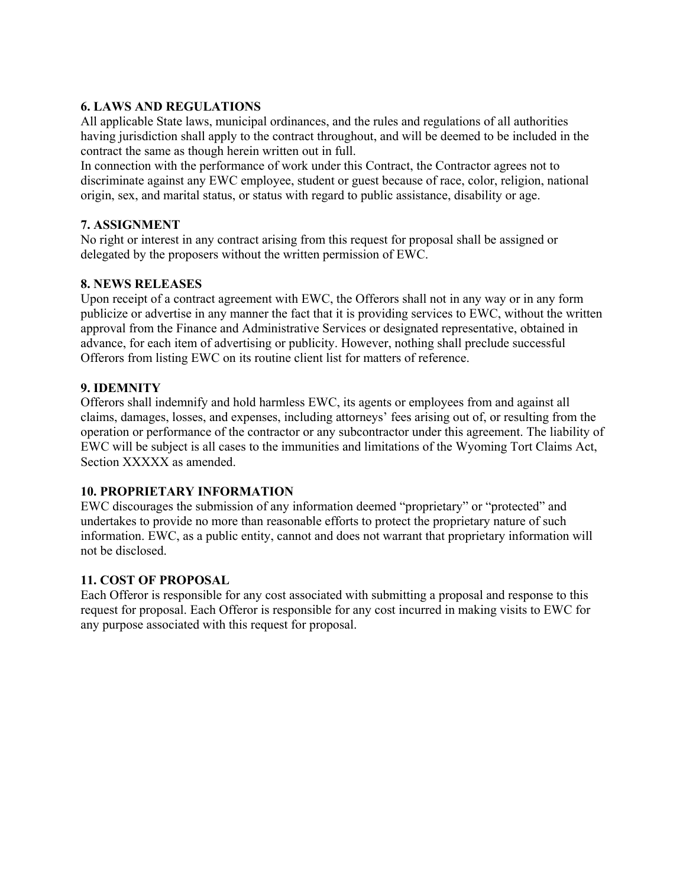**6. LAWS AND REGULATIONS**

All applicable State laws, municipal ordinances, and the rules and regulations of all authorities having jurisdiction shall apply to the contract throughout, and will be deemed to be included in the contract the same as though herein written out in full.

In connection with the performance of work under this Contract, the Contractor agrees not to discriminate against any EWC employee, student or guest because of race, color, religion, national origin, sex, and marital status, or status with regard to public assistance, disability or age.

**7. ASSIGNMENT**

No right or interest in any contract arising from this request for proposal shall be assigned or delegated by the proposers without the written permission of EWC.

**8. NEWS RELEASES**

Upon receipt of a contract agreement with EWC, the Offerors shall not in any way or in any form publicize or advertise in any manner the fact that it is providing services to EWC, without the written approval from the Finance and Administrative Services or designated representative, obtained in advance, for each item of advertising or publicity. However, nothing shall preclude successful Offerors from listing EWC on its routine client list for matters of reference.

**9. IDEMNITY**

Offerors shall indemnify and hold harmless EWC, its agents or employees from and against all claims, damages, losses, and expenses, including attorneys' fees arising out of, or resulting from the operation or performance of the contractor or any subcontractor under this agreement. The liability of EWC will be subject is all cases to the immunities and limitations of the Wyoming Tort Claims Act, Section XXXXX as amended.

**10. PROPRIETARY INFORMATION**

EWC discourages the submission of any information deemed "proprietary" or "protected" and undertakes to provide no more than reasonable efforts to protect the proprietary nature of such information. EWC, as a public entity, cannot and does not warrant that proprietary information will not be disclosed.

**11. COST OF PROPOSAL**

Each Offeror is responsible for any cost associated with submitting a proposal and response to this request for proposal. Each Offeror is responsible for any cost incurred in making visits to EWC for any purpose associated with this request for proposal.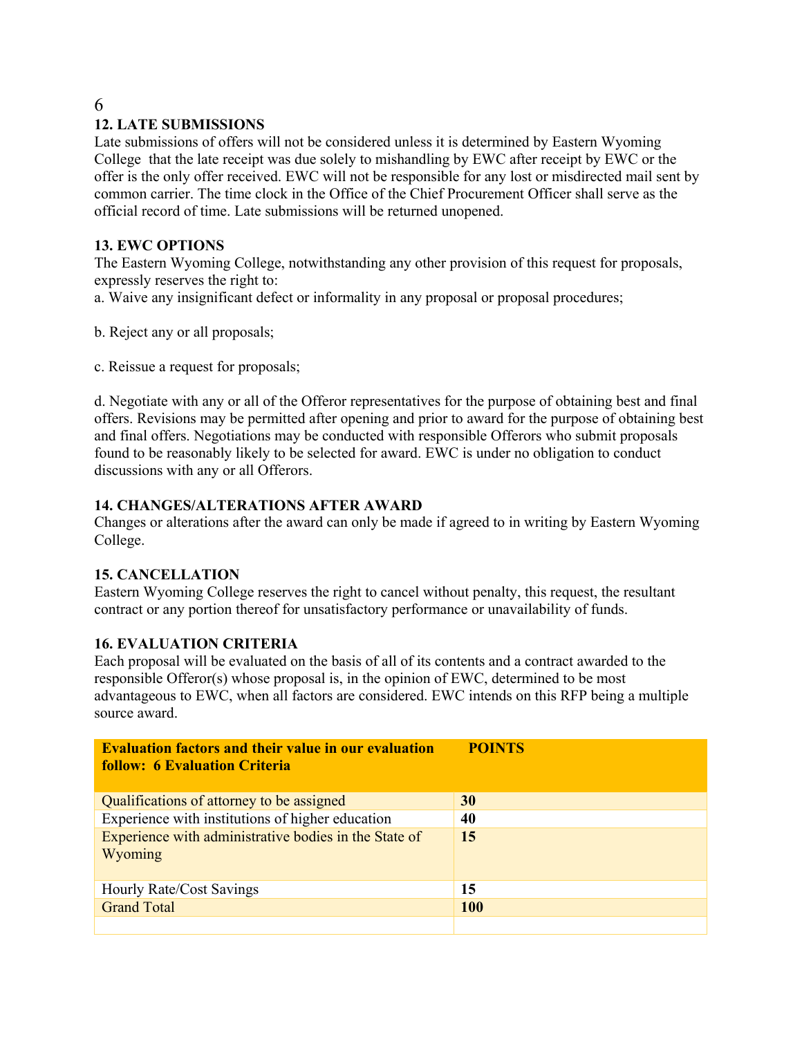## 12. LATE SUBMISSIONS

Late submissions of offers will not be considered unless it is determined by Eastern Wyoming College that the late receipt was due solely to mishandling by EWC after receipt by EWC or the offer is the only offer received. EWC will not be responsible for any lost or misdirected mail sent by common carrier. The time clock in the Office of the Chief Procurement Officer shall serve as the official record of time. Late submissions will be returned unopened.

## 13. EWC OPTIONS

The Eastern Wyoming College, notwithstanding any other provision of this request for proposals, expressly reserves the right to:

a. Waive any insignificant defect or informality in any proposal or proposal procedures;

b. Reject any or all proposals;

c. Reissue a request for proposals;

d. Negotiate with any or all of the Offeror representatives for the purpose of obtaining best and final offers. Revisions may be permitted after opening and prior to award for the purpose of obtaining best and final offers. Negotiations may be conducted with responsible Offerors who submit proposals found to be reasonably likely to be selected for award. EWC is under no obligation to conduct discussions with any or all Offerors.

## 14. CHANGES/ALTERATIONS AFTER AWARD

Changes or alterations after the award can only be made if agreed to in writing by Eastern Wyoming College.

## 15. CANCELLATION

Eastern Wyoming College reserves the right to cancel without penalty, this request, the resultant contract or any portion thereof for unsatisfactory performance or unavailability of funds.

## 16. EVALUATION CRITERIA

Each proposal will be evaluated on the basis of all of its contents and a contract awarded to the responsible Offeror(s) whose proposal is, in the opinion of EWC, determined to be most advantageous to EWC, when all factors are considered. EWC intends on this RFP being a multiple source award.

| **Evaluation factors and their value in our evaluation follow: 6 Evaluation Criteria** | **POINTS** |
|---|---|
| Qualifications of attorney to be assigned | **30** |
| Experience with institutions of higher education | **40** |
| Experience with administrative bodies in the State of Wyoming | **15** |
| Hourly Rate/Cost Savings | **15** |
| Grand Total | **100** |
| | |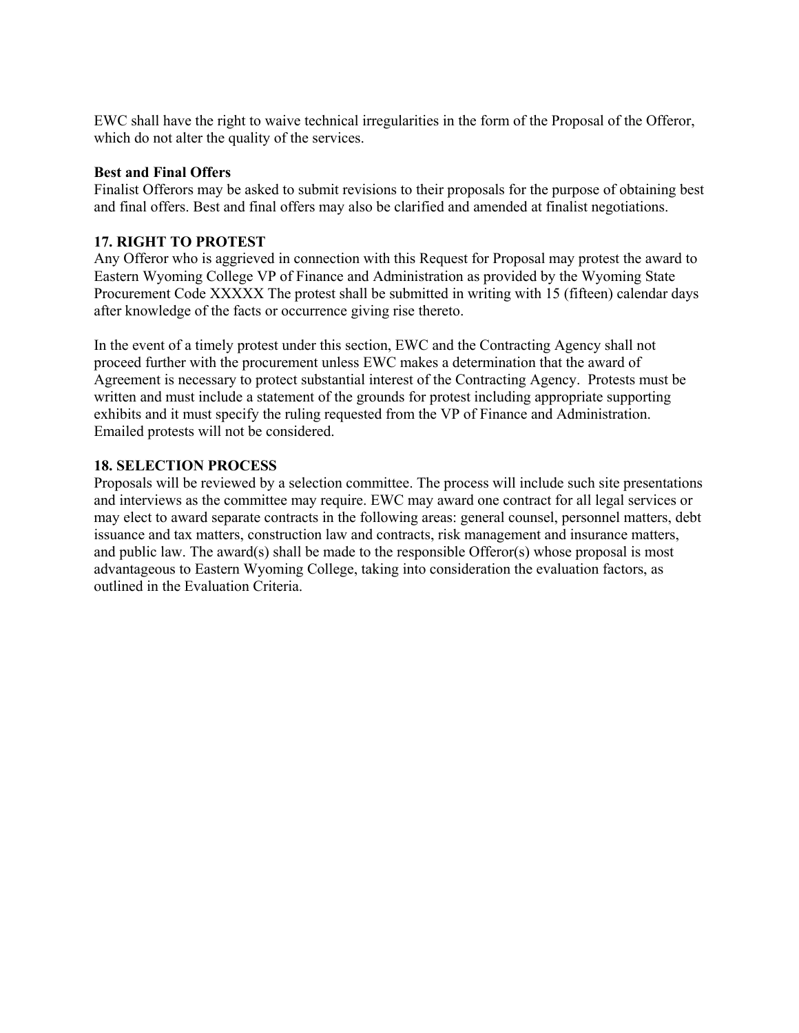EWC shall have the right to waive technical irregularities in the form of the Proposal of the Offeror, which do not alter the quality of the services.

**Best and Final Offers**

Finalist Offerors may be asked to submit revisions to their proposals for the purpose of obtaining best and final offers. Best and final offers may also be clarified and amended at finalist negotiations.

## 17. RIGHT TO PROTEST

Any Offeror who is aggrieved in connection with this Request for Proposal may protest the award to Eastern Wyoming College VP of Finance and Administration as provided by the Wyoming State Procurement Code XXXXX The protest shall be submitted in writing with 15 (fifteen) calendar days after knowledge of the facts or occurrence giving rise thereto.

In the event of a timely protest under this section, EWC and the Contracting Agency shall not proceed further with the procurement unless EWC makes a determination that the award of Agreement is necessary to protect substantial interest of the Contracting Agency. Protests must be written and must include a statement of the grounds for protest including appropriate supporting exhibits and it must specify the ruling requested from the VP of Finance and Administration. Emailed protests will not be considered.

## 18. SELECTION PROCESS

Proposals will be reviewed by a selection committee. The process will include such site presentations and interviews as the committee may require. EWC may award one contract for all legal services or may elect to award separate contracts in the following areas: general counsel, personnel matters, debt issuance and tax matters, construction law and contracts, risk management and insurance matters, and public law. The award(s) shall be made to the responsible Offeror(s) whose proposal is most advantageous to Eastern Wyoming College, taking into consideration the evaluation factors, as outlined in the Evaluation Criteria.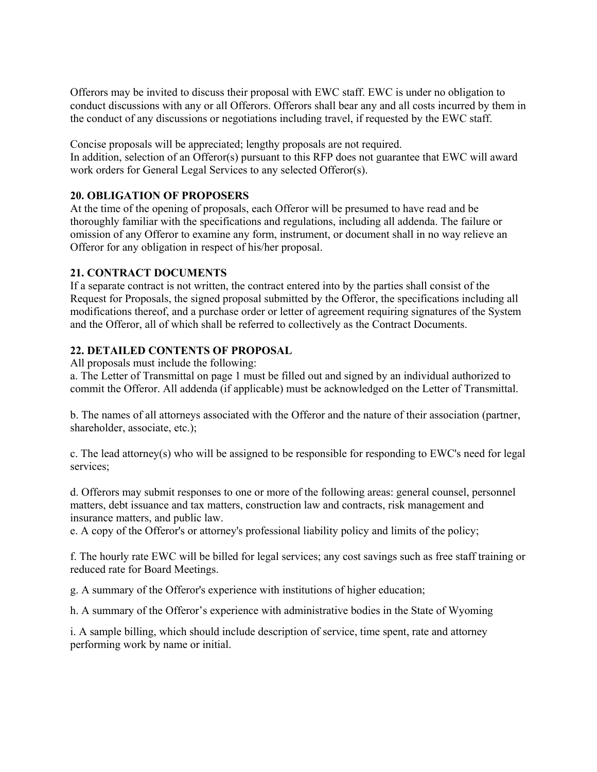Offerors may be invited to discuss their proposal with EWC staff. EWC is under no obligation to conduct discussions with any or all Offerors. Offerors shall bear any and all costs incurred by them in the conduct of any discussions or negotiations including travel, if requested by the EWC staff.

Concise proposals will be appreciated; lengthy proposals are not required.
In addition, selection of an Offeror(s) pursuant to this RFP does not guarantee that EWC will award work orders for General Legal Services to any selected Offeror(s).

**20. OBLIGATION OF PROPOSERS**
At the time of the opening of proposals, each Offeror will be presumed to have read and be thoroughly familiar with the specifications and regulations, including all addenda. The failure or omission of any Offeror to examine any form, instrument, or document shall in no way relieve an Offeror for any obligation in respect of his/her proposal.

**21. CONTRACT DOCUMENTS**
If a separate contract is not written, the contract entered into by the parties shall consist of the Request for Proposals, the signed proposal submitted by the Offeror, the specifications including all modifications thereof, and a purchase order or letter of agreement requiring signatures of the System and the Offeror, all of which shall be referred to collectively as the Contract Documents.

**22. DETAILED CONTENTS OF PROPOSAL**
All proposals must include the following:
a. The Letter of Transmittal on page 1 must be filled out and signed by an individual authorized to commit the Offeror. All addenda (if applicable) must be acknowledged on the Letter of Transmittal.

b. The names of all attorneys associated with the Offeror and the nature of their association (partner, shareholder, associate, etc.);

c. The lead attorney(s) who will be assigned to be responsible for responding to EWC's need for legal services;

d. Offerors may submit responses to one or more of the following areas: general counsel, personnel matters, debt issuance and tax matters, construction law and contracts, risk management and insurance matters, and public law.
e. A copy of the Offeror's or attorney's professional liability policy and limits of the policy;

f. The hourly rate EWC will be billed for legal services; any cost savings such as free staff training or reduced rate for Board Meetings.

g. A summary of the Offeror's experience with institutions of higher education;

h. A summary of the Offeror's experience with administrative bodies in the State of Wyoming

i. A sample billing, which should include description of service, time spent, rate and attorney performing work by name or initial.